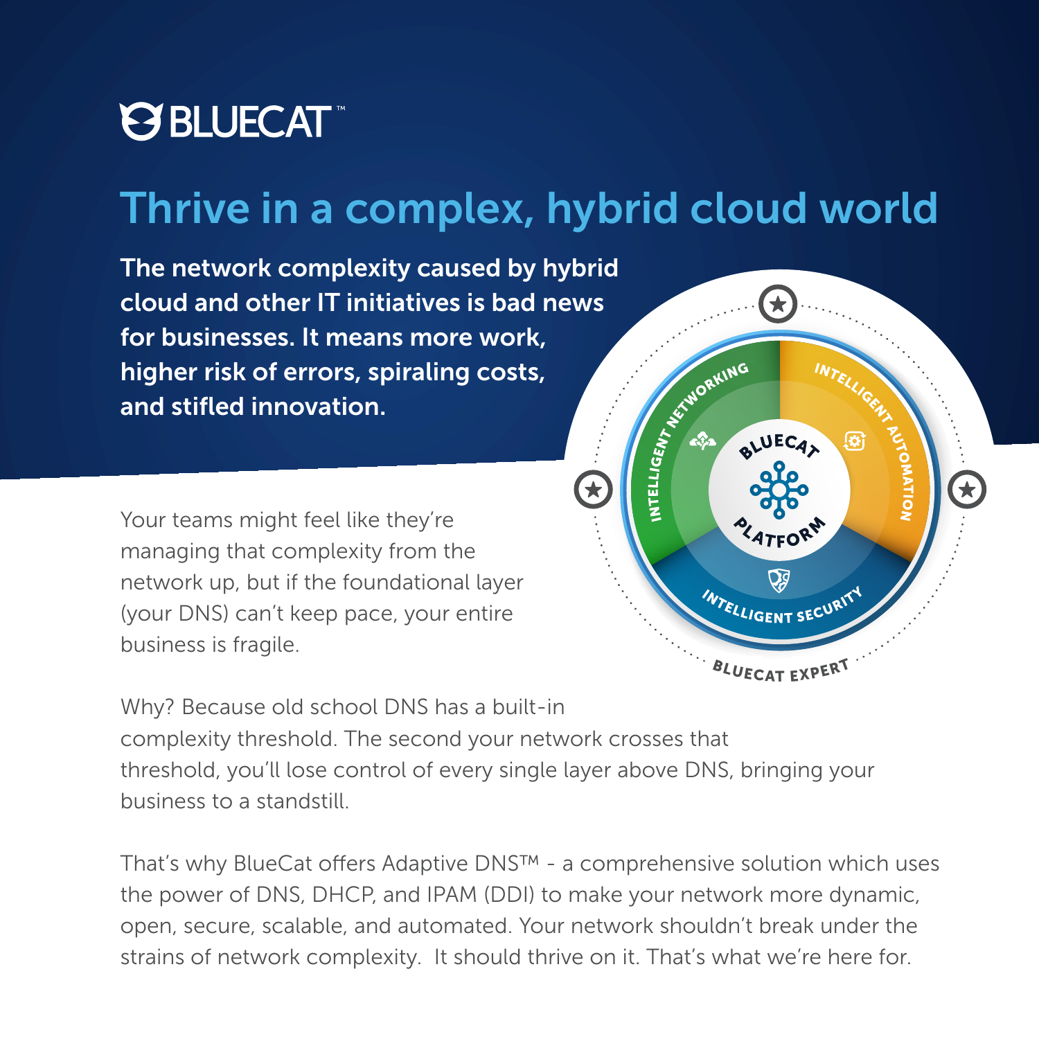BLUECAT™

# Thrive in a complex, hybrid cloud world

**The network complexity caused by hybrid cloud and other IT initiatives is bad news for businesses. It means more work, higher risk of errors, spiraling costs, and stifled innovation.**

Your teams might feel like they're managing that complexity from the network up, but if the foundational layer (your DNS) can't keep pace, your entire business is fragile.

Why? Because old school DNS has a built-in complexity threshold. The second your network crosses that threshold, you'll lose control of every single layer above DNS, bringing your business to a standstill.

That's why BlueCat offers Adaptive DNS™ - a comprehensive solution which uses the power of DNS, DHCP, and IPAM (DDI) to make your network more dynamic, open, secure, scalable, and automated. Your network shouldn't break under the strains of network complexity. It should thrive on it. That's what we're here for.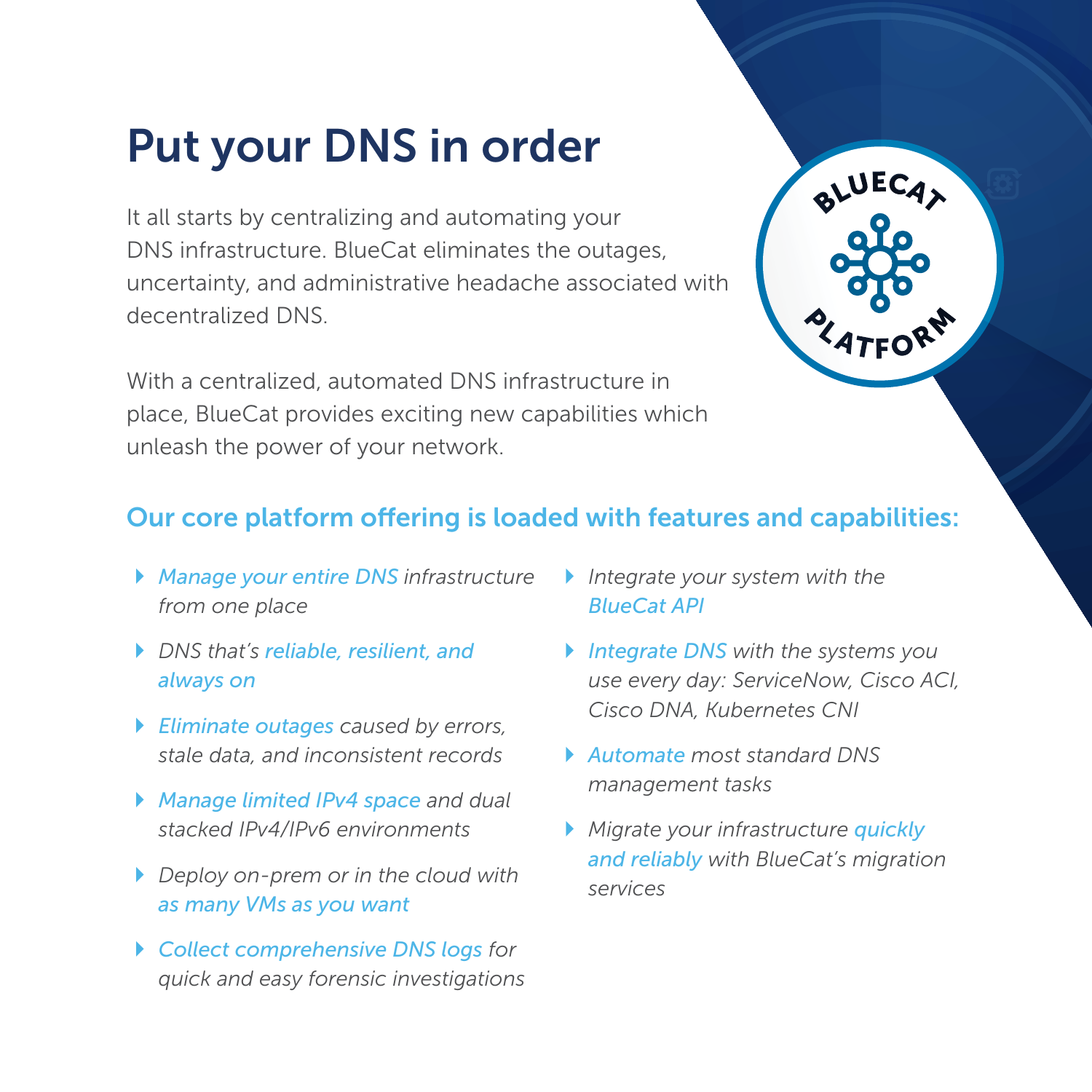# Put your DNS in order

It all starts by centralizing and automating your DNS infrastructure. BlueCat eliminates the outages, uncertainty, and administrative headache associated with decentralized DNS.

With a centralized, automated DNS infrastructure in place, BlueCat provides exciting new capabilities which unleash the power of your network.

BLUECAT PLATFORM

## Our core platform offering is loaded with features and capabilities:

- *Manage your entire DNS infrastructure from one place*
- *DNS that's reliable, resilient, and always on*
- *Eliminate outages caused by errors, stale data, and inconsistent records*
- *Manage limited IPv4 space and dual stacked IPv4/IPv6 environments*
- *Deploy on-prem or in the cloud with as many VMs as you want*
- *Collect comprehensive DNS logs for quick and easy forensic investigations*
- *Integrate your system with the BlueCat API*
- *Integrate DNS with the systems you use every day: ServiceNow, Cisco ACI, Cisco DNA, Kubernetes CNI*
- *Automate most standard DNS management tasks*
- *Migrate your infrastructure quickly and reliably with BlueCat's migration services*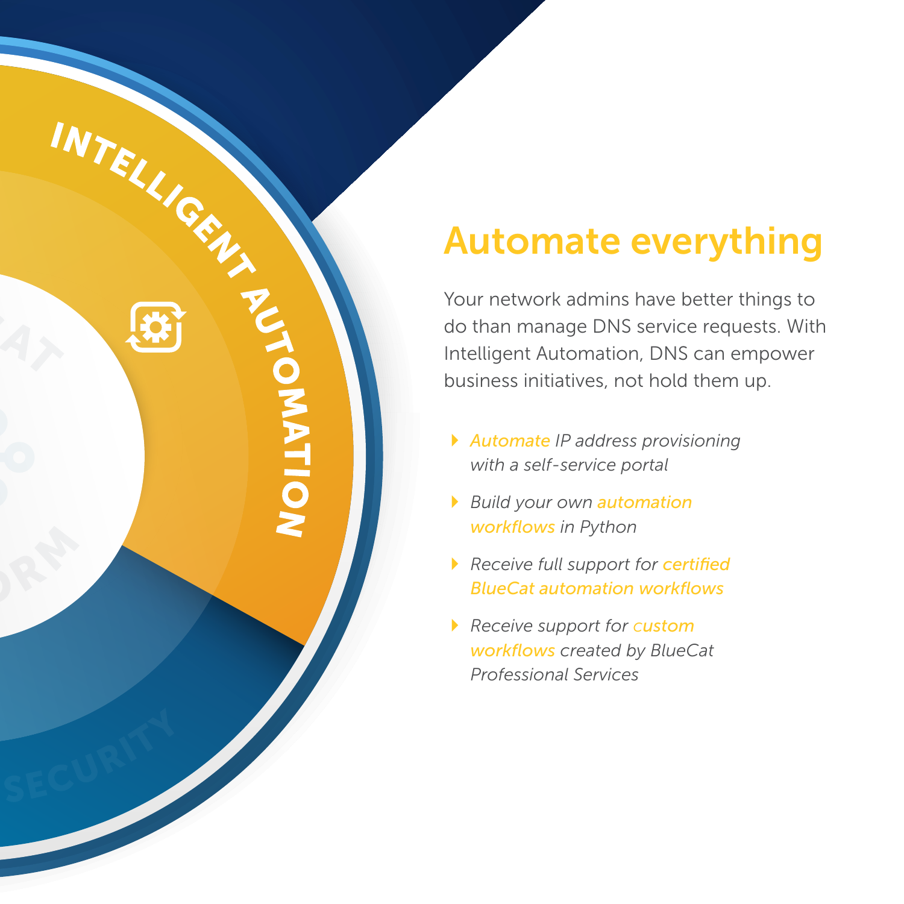# Automate everything

Your network admins have better things to do than manage DNS service requests. With Intelligent Automation, DNS can empower business initiatives, not hold them up.

- *Automate IP address provisioning with a self-service portal*
- *Build your own automation workflows in Python*
- *Receive full support for certified BlueCat automation workflows*
- *Receive support for custom workflows created by BlueCat Professional Services*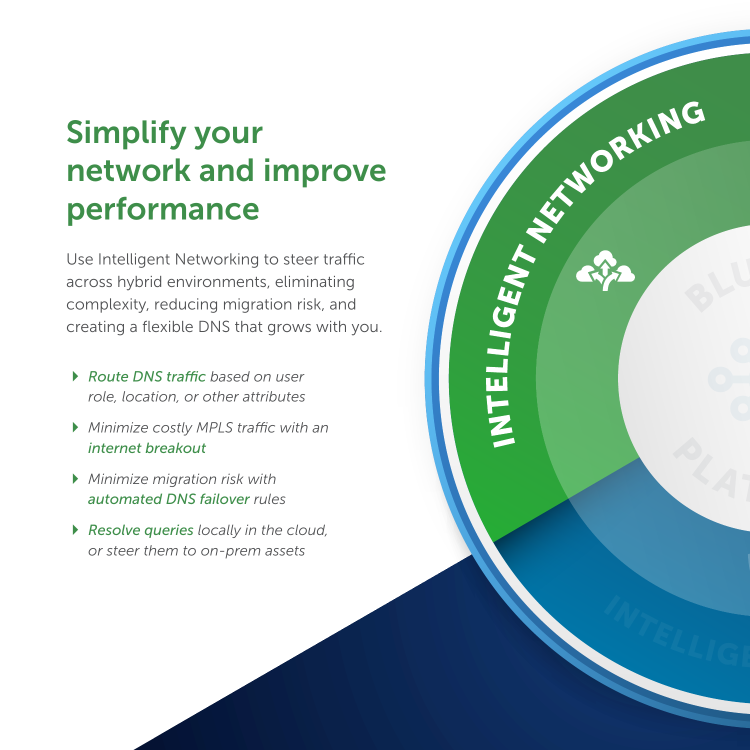# Simplify your network and improve performance

Use Intelligent Networking to steer traffic across hybrid environments, eliminating complexity, reducing migration risk, and creating a flexible DNS that grows with you.

- *Route DNS traffic based on user role, location, or other attributes*
- *Minimize costly MPLS traffic with an internet breakout*
- *Minimize migration risk with automated DNS failover rules*
- *Resolve queries locally in the cloud, or steer them to on-prem assets*

INTELLIGENT NETWORKING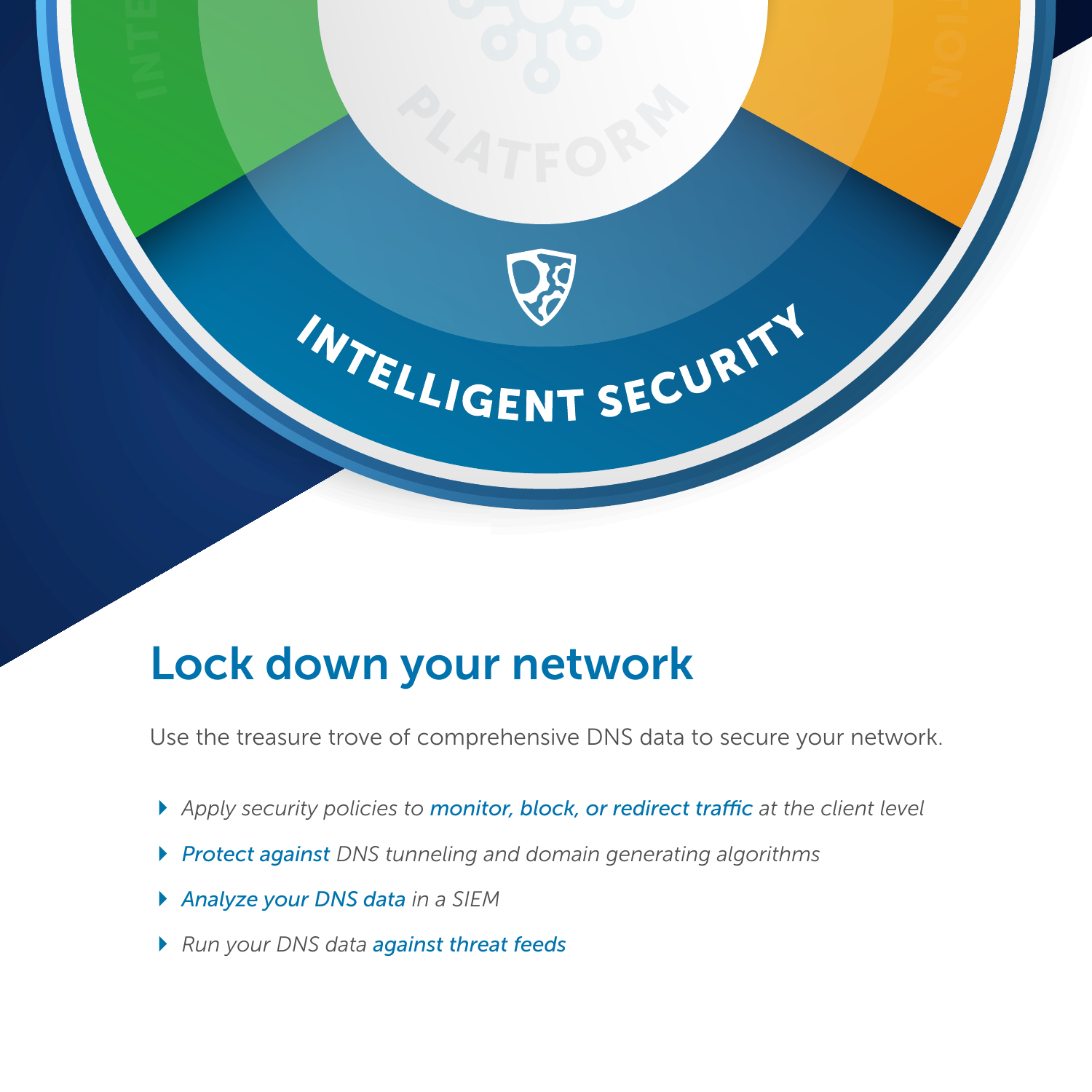# Lock down your network

Use the treasure trove of comprehensive DNS data to secure your network.

- *Apply security policies to **monitor, block, or redirect traffic** at the client level*
- ***Protect against** DNS tunneling and domain generating algorithms*
- ***Analyze your DNS data** in a SIEM*
- *Run your DNS data **against threat feeds***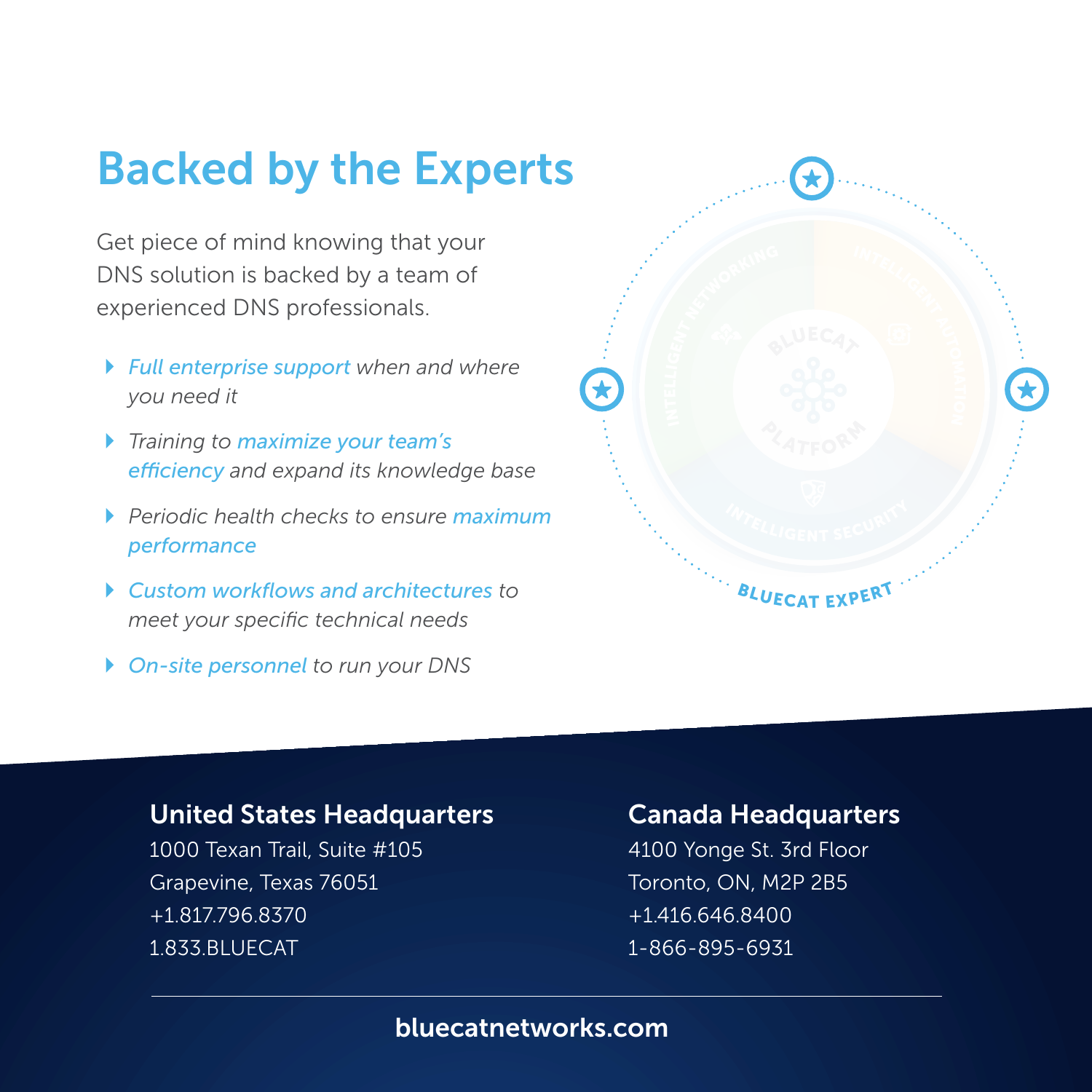# Backed by the Experts

Get piece of mind knowing that your DNS solution is backed by a team of experienced DNS professionals.

- *Full enterprise support when and where you need it*
- *Training to maximize your team's efficiency and expand its knowledge base*
- *Periodic health checks to ensure maximum performance*
- *Custom workflows and architectures to meet your specific technical needs*
- *On-site personnel to run your DNS*

BLUECAT EXPERT

## United States Headquarters

1000 Texan Trail, Suite #105
Grapevine, Texas 76051
+1.817.796.8370
1.833.BLUECAT

## Canada Headquarters

4100 Yonge St. 3rd Floor
Toronto, ON, M2P 2B5
+1.416.646.8400
1-866-895-6931

**bluecatnetworks.com**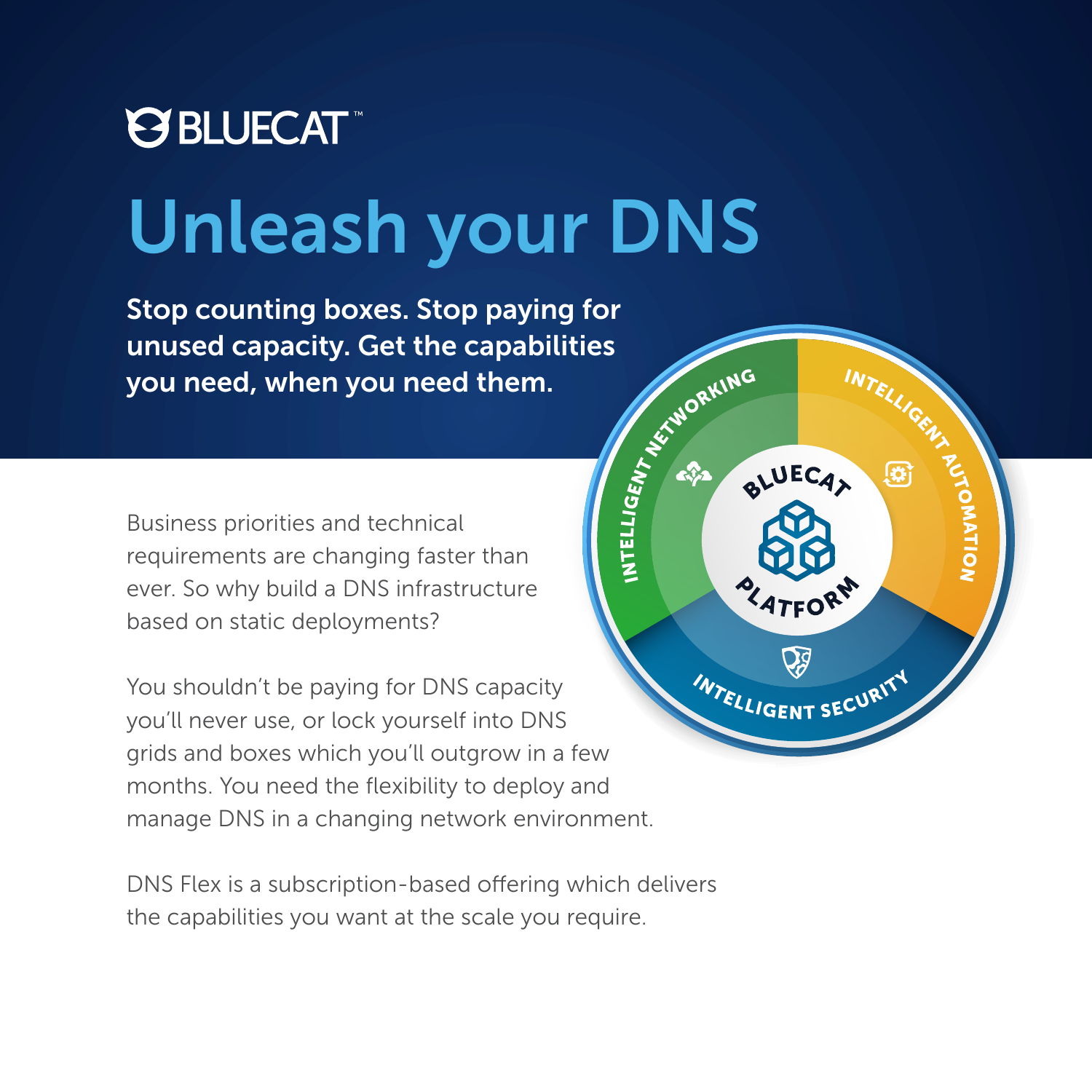BLUECAT

# Unleash your DNS

**Stop counting boxes. Stop paying for unused capacity. Get the capabilities you need, when you need them.**

INTELLIGENT NETWORKING

INTELLIGENT AUTOMATION

INTELLIGENT SECURITY

BLUECAT PLATFORM

Business priorities and technical requirements are changing faster than ever. So why build a DNS infrastructure based on static deployments?

You shouldn't be paying for DNS capacity you'll never use, or lock yourself into DNS grids and boxes which you'll outgrow in a few months. You need the flexibility to deploy and manage DNS in a changing network environment.

DNS Flex is a subscription-based offering which delivers the capabilities you want at the scale you require.